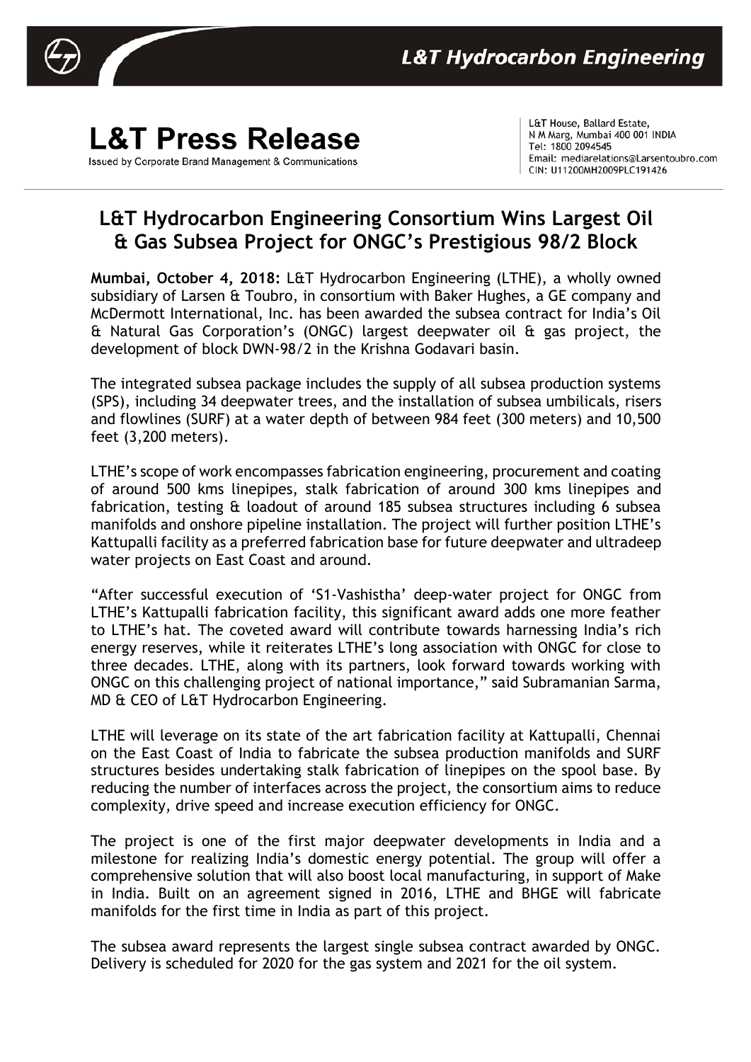**L&T Hydrocarbon Engineering**

# L&T Press Release

Issued by Corporate Brand Management & Communications

L&T House, Ballard Estate,
N M Marg, Mumbai 400 001 INDIA
Tel: 1800 2094545
Email: mediarelations@Larsentoubro.com
CIN: U11200MH2009PLC191426

## L&T Hydrocarbon Engineering Consortium Wins Largest Oil & Gas Subsea Project for ONGC's Prestigious 98/2 Block

**Mumbai, October 4, 2018:** L&T Hydrocarbon Engineering (LTHE), a wholly owned subsidiary of Larsen & Toubro, in consortium with Baker Hughes, a GE company and McDermott International, Inc. has been awarded the subsea contract for India's Oil & Natural Gas Corporation's (ONGC) largest deepwater oil & gas project, the development of block DWN-98/2 in the Krishna Godavari basin.

The integrated subsea package includes the supply of all subsea production systems (SPS), including 34 deepwater trees, and the installation of subsea umbilicals, risers and flowlines (SURF) at a water depth of between 984 feet (300 meters) and 10,500 feet (3,200 meters).

LTHE's scope of work encompasses fabrication engineering, procurement and coating of around 500 kms linepipes, stalk fabrication of around 300 kms linepipes and fabrication, testing & loadout of around 185 subsea structures including 6 subsea manifolds and onshore pipeline installation. The project will further position LTHE's Kattupalli facility as a preferred fabrication base for future deepwater and ultradeep water projects on East Coast and around.

"After successful execution of 'S1-Vashistha' deep-water project for ONGC from LTHE's Kattupalli fabrication facility, this significant award adds one more feather to LTHE's hat. The coveted award will contribute towards harnessing India's rich energy reserves, while it reiterates LTHE's long association with ONGC for close to three decades. LTHE, along with its partners, look forward towards working with ONGC on this challenging project of national importance," said Subramanian Sarma, MD & CEO of L&T Hydrocarbon Engineering.

LTHE will leverage on its state of the art fabrication facility at Kattupalli, Chennai on the East Coast of India to fabricate the subsea production manifolds and SURF structures besides undertaking stalk fabrication of linepipes on the spool base. By reducing the number of interfaces across the project, the consortium aims to reduce complexity, drive speed and increase execution efficiency for ONGC.

The project is one of the first major deepwater developments in India and a milestone for realizing India's domestic energy potential. The group will offer a comprehensive solution that will also boost local manufacturing, in support of Make in India. Built on an agreement signed in 2016, LTHE and BHGE will fabricate manifolds for the first time in India as part of this project.

The subsea award represents the largest single subsea contract awarded by ONGC. Delivery is scheduled for 2020 for the gas system and 2021 for the oil system.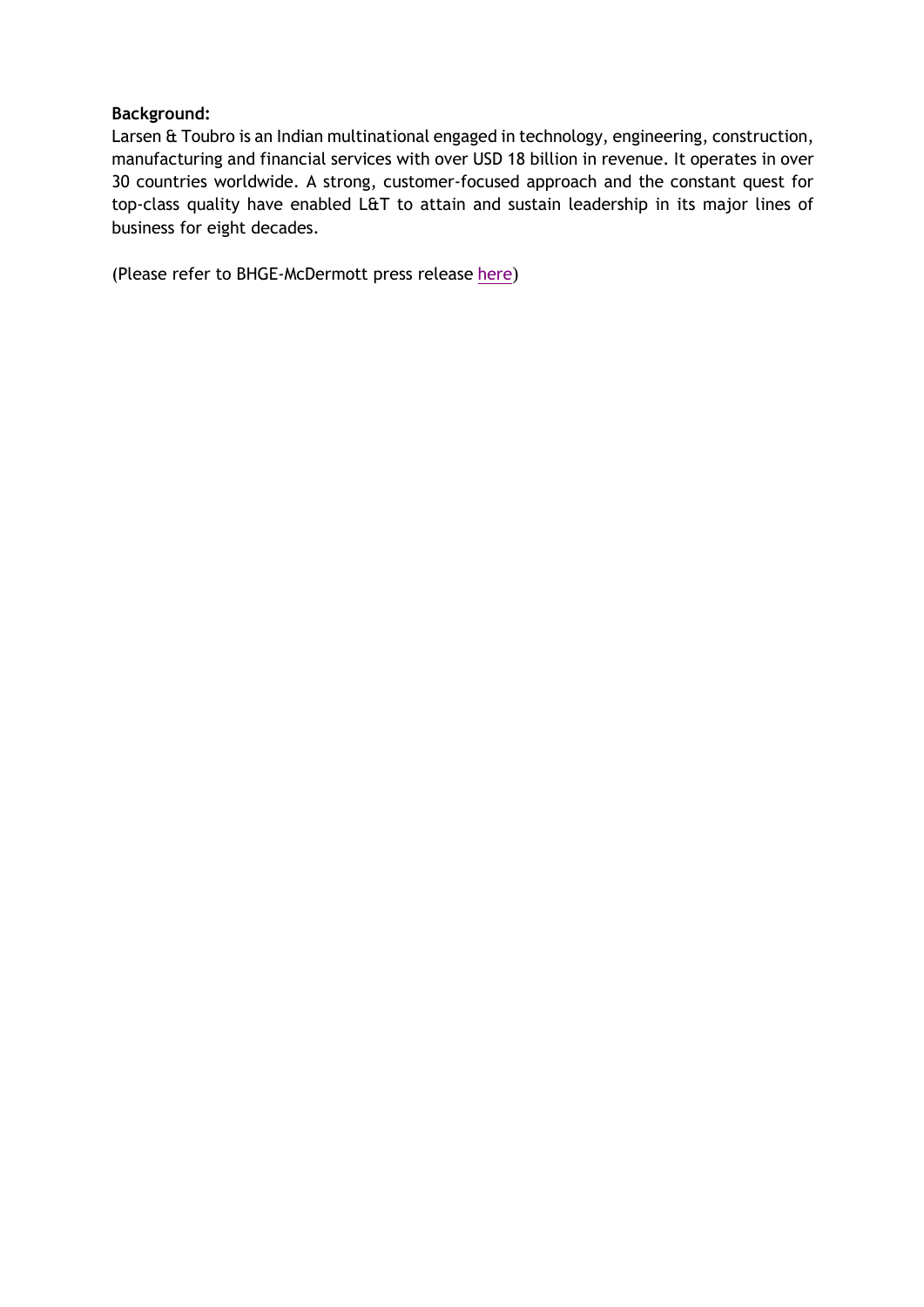**Background:**

Larsen & Toubro is an Indian multinational engaged in technology, engineering, construction, manufacturing and financial services with over USD 18 billion in revenue. It operates in over 30 countries worldwide. A strong, customer-focused approach and the constant quest for top-class quality have enabled L&T to attain and sustain leadership in its major lines of business for eight decades.

(Please refer to BHGE-McDermott press release here)